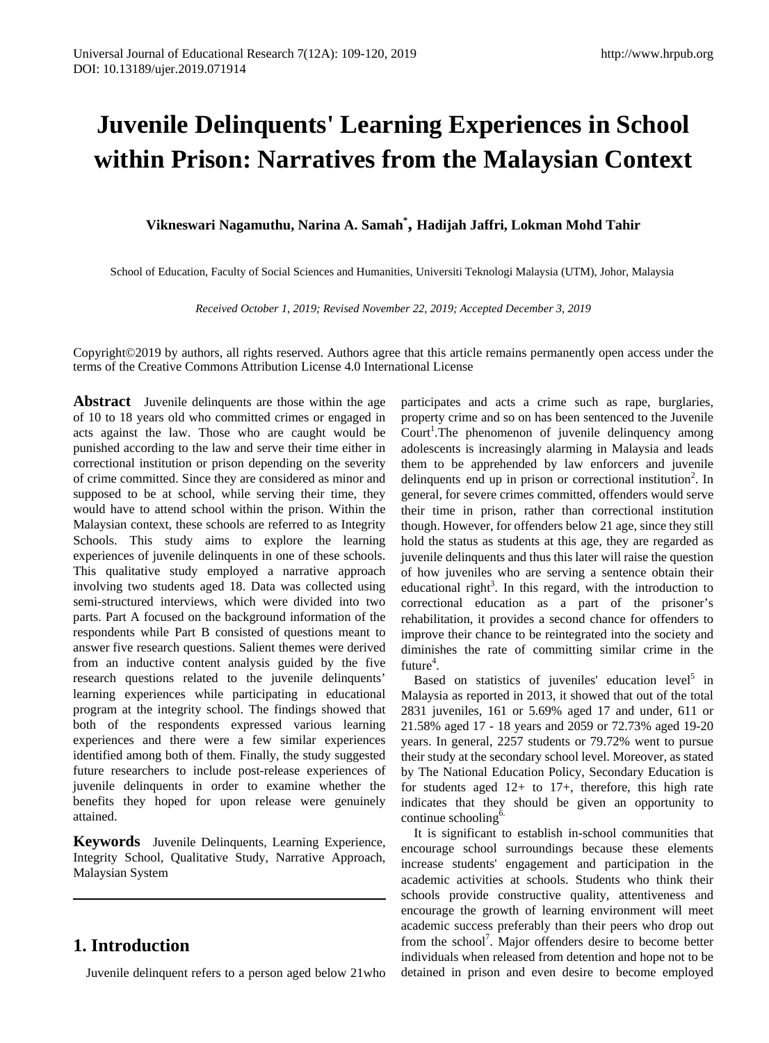# Juvenile Delinquents' Learning Experiences in School within Prison: Narratives from the Malaysian Context

**Vikneswari Nagamuthu, Narina A. Samah*, Hadijah Jaffri, Lokman Mohd Tahir**

School of Education, Faculty of Social Sciences and Humanities, Universiti Teknologi Malaysia (UTM), Johor, Malaysia

*Received October 1, 2019; Revised November 22, 2019; Accepted December 3, 2019*

Copyright©2019 by authors, all rights reserved. Authors agree that this article remains permanently open access under the terms of the Creative Commons Attribution License 4.0 International License

**Abstract** Juvenile delinquents are those within the age of 10 to 18 years old who committed crimes or engaged in acts against the law. Those who are caught would be punished according to the law and serve their time either in correctional institution or prison depending on the severity of crime committed. Since they are considered as minor and supposed to be at school, while serving their time, they would have to attend school within the prison. Within the Malaysian context, these schools are referred to as Integrity Schools. This study aims to explore the learning experiences of juvenile delinquents in one of these schools. This qualitative study employed a narrative approach involving two students aged 18. Data was collected using semi-structured interviews, which were divided into two parts. Part A focused on the background information of the respondents while Part B consisted of questions meant to answer five research questions. Salient themes were derived from an inductive content analysis guided by the five research questions related to the juvenile delinquents' learning experiences while participating in educational program at the integrity school. The findings showed that both of the respondents expressed various learning experiences and there were a few similar experiences identified among both of them. Finally, the study suggested future researchers to include post-release experiences of juvenile delinquents in order to examine whether the benefits they hoped for upon release were genuinely attained.

**Keywords** Juvenile Delinquents, Learning Experience, Integrity School, Qualitative Study, Narrative Approach, Malaysian System

## 1. Introduction

Juvenile delinquent refers to a person aged below 21who participates and acts a crime such as rape, burglaries, property crime and so on has been sentenced to the Juvenile Court[1].The phenomenon of juvenile delinquency among adolescents is increasingly alarming in Malaysia and leads them to be apprehended by law enforcers and juvenile delinquents end up in prison or correctional institution[2]. In general, for severe crimes committed, offenders would serve their time in prison, rather than correctional institution though. However, for offenders below 21 age, since they still hold the status as students at this age, they are regarded as juvenile delinquents and thus this later will raise the question of how juveniles who are serving a sentence obtain their educational right[3]. In this regard, with the introduction to correctional education as a part of the prisoner's rehabilitation, it provides a second chance for offenders to improve their chance to be reintegrated into the society and diminishes the rate of committing similar crime in the future[4].

Based on statistics of juveniles' education level[5] in Malaysia as reported in 2013, it showed that out of the total 2831 juveniles, 161 or 5.69% aged 17 and under, 611 or 21.58% aged 17 - 18 years and 2059 or 72.73% aged 19-20 years. In general, 2257 students or 79.72% went to pursue their study at the secondary school level. Moreover, as stated by The National Education Policy, Secondary Education is for students aged 12+ to 17+, therefore, this high rate indicates that they should be given an opportunity to continue schooling[6].

It is significant to establish in-school communities that encourage school surroundings because these elements increase students' engagement and participation in the academic activities at schools. Students who think their schools provide constructive quality, attentiveness and encourage the growth of learning environment will meet academic success preferably than their peers who drop out from the school[7]. Major offenders desire to become better individuals when released from detention and hope not to be detained in prison and even desire to become employed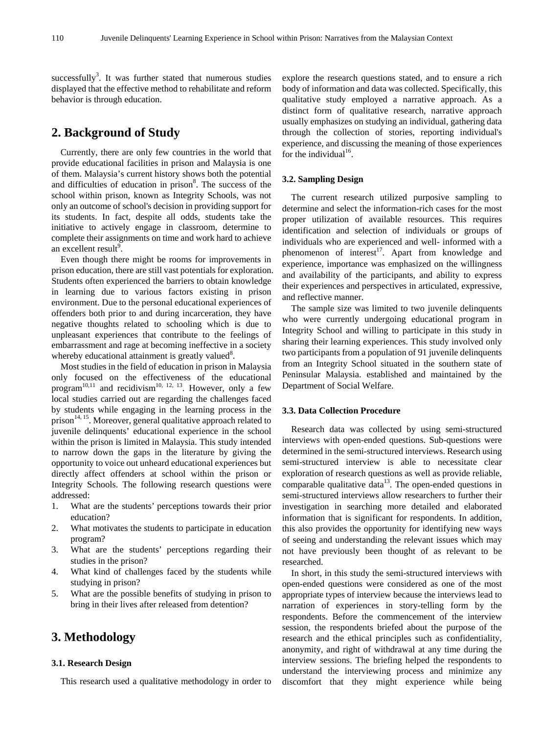successfully[3]. It was further stated that numerous studies displayed that the effective method to rehabilitate and reform behavior is through education.

## 2. Background of Study

Currently, there are only few countries in the world that provide educational facilities in prison and Malaysia is one of them. Malaysia's current history shows both the potential and difficulties of education in prison[8]. The success of the school within prison, known as Integrity Schools, was not only an outcome of school's decision in providing support for its students. In fact, despite all odds, students take the initiative to actively engage in classroom, determine to complete their assignments on time and work hard to achieve an excellent result[9].

Even though there might be rooms for improvements in prison education, there are still vast potentials for exploration. Students often experienced the barriers to obtain knowledge in learning due to various factors existing in prison environment. Due to the personal educational experiences of offenders both prior to and during incarceration, they have negative thoughts related to schooling which is due to unpleasant experiences that contribute to the feelings of embarrassment and rage at becoming ineffective in a society whereby educational attainment is greatly valued[8].

Most studies in the field of education in prison in Malaysia only focused on the effectiveness of the educational program[10,11] and recidivism[10, 12, 13]. However, only a few local studies carried out are regarding the challenges faced by students while engaging in the learning process in the prison[14, 15]. Moreover, general qualitative approach related to juvenile delinquents' educational experience in the school within the prison is limited in Malaysia. This study intended to narrow down the gaps in the literature by giving the opportunity to voice out unheard educational experiences but directly affect offenders at school within the prison or Integrity Schools. The following research questions were addressed:

1. What are the students' perceptions towards their prior education?
2. What motivates the students to participate in education program?
3. What are the students' perceptions regarding their studies in the prison?
4. What kind of challenges faced by the students while studying in prison?
5. What are the possible benefits of studying in prison to bring in their lives after released from detention?

## 3. Methodology

### 3.1. Research Design

This research used a qualitative methodology in order to explore the research questions stated, and to ensure a rich body of information and data was collected. Specifically, this qualitative study employed a narrative approach. As a distinct form of qualitative research, narrative approach usually emphasizes on studying an individual, gathering data through the collection of stories, reporting individual's experience, and discussing the meaning of those experiences for the individual[16].

### 3.2. Sampling Design

The current research utilized purposive sampling to determine and select the information-rich cases for the most proper utilization of available resources. This requires identification and selection of individuals or groups of individuals who are experienced and well- informed with a phenomenon of interest[17]. Apart from knowledge and experience, importance was emphasized on the willingness and availability of the participants, and ability to express their experiences and perspectives in articulated, expressive, and reflective manner.

The sample size was limited to two juvenile delinquents who were currently undergoing educational program in Integrity School and willing to participate in this study in sharing their learning experiences. This study involved only two participants from a population of 91 juvenile delinquents from an Integrity School situated in the southern state of Peninsular Malaysia. established and maintained by the Department of Social Welfare.

### 3.3. Data Collection Procedure

Research data was collected by using semi-structured interviews with open-ended questions. Sub-questions were determined in the semi-structured interviews. Research using semi-structured interview is able to necessitate clear exploration of research questions as well as provide reliable, comparable qualitative data[13]. The open-ended questions in semi-structured interviews allow researchers to further their investigation in searching more detailed and elaborated information that is significant for respondents. In addition, this also provides the opportunity for identifying new ways of seeing and understanding the relevant issues which may not have previously been thought of as relevant to be researched.

In short, in this study the semi-structured interviews with open-ended questions were considered as one of the most appropriate types of interview because the interviews lead to narration of experiences in story-telling form by the respondents. Before the commencement of the interview session, the respondents briefed about the purpose of the research and the ethical principles such as confidentiality, anonymity, and right of withdrawal at any time during the interview sessions. The briefing helped the respondents to understand the interviewing process and minimize any discomfort that they might experience while being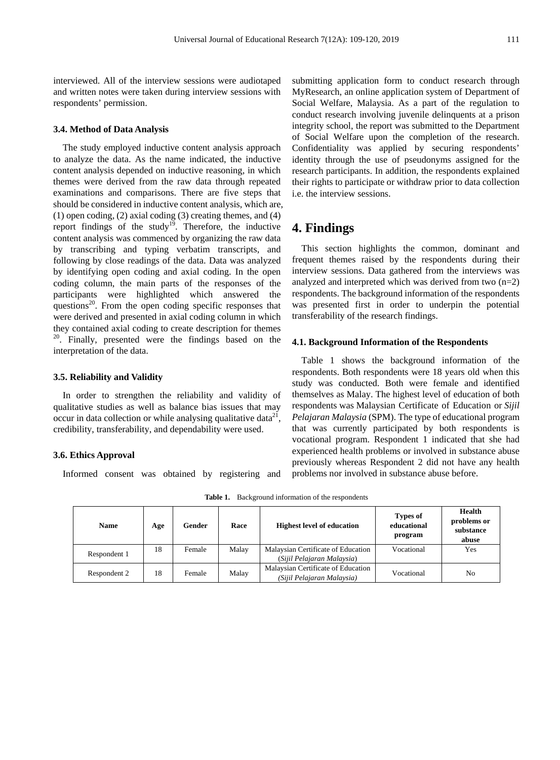interviewed. All of the interview sessions were audiotaped and written notes were taken during interview sessions with respondents' permission.

### 3.4. Method of Data Analysis

The study employed inductive content analysis approach to analyze the data. As the name indicated, the inductive content analysis depended on inductive reasoning, in which themes were derived from the raw data through repeated examinations and comparisons. There are five steps that should be considered in inductive content analysis, which are, (1) open coding, (2) axial coding (3) creating themes, and (4) report findings of the study[19]. Therefore, the inductive content analysis was commenced by organizing the raw data by transcribing and typing verbatim transcripts, and following by close readings of the data. Data was analyzed by identifying open coding and axial coding. In the open coding column, the main parts of the responses of the participants were highlighted which answered the questions[20]. From the open coding specific responses that were derived and presented in axial coding column in which they contained axial coding to create description for themes [20]. Finally, presented were the findings based on the interpretation of the data.

### 3.5. Reliability and Validity

In order to strengthen the reliability and validity of qualitative studies as well as balance bias issues that may occur in data collection or while analysing qualitative data[21], credibility, transferability, and dependability were used.

### 3.6. Ethics Approval

Informed consent was obtained by registering and submitting application form to conduct research through MyResearch, an online application system of Department of Social Welfare, Malaysia. As a part of the regulation to conduct research involving juvenile delinquents at a prison integrity school, the report was submitted to the Department of Social Welfare upon the completion of the research. Confidentiality was applied by securing respondents' identity through the use of pseudonyms assigned for the research participants. In addition, the respondents explained their rights to participate or withdraw prior to data collection i.e. the interview sessions.

## 4. Findings

This section highlights the common, dominant and frequent themes raised by the respondents during their interview sessions. Data gathered from the interviews was analyzed and interpreted which was derived from two (n=2) respondents. The background information of the respondents was presented first in order to underpin the potential transferability of the research findings.

### 4.1. Background Information of the Respondents

Table 1 shows the background information of the respondents. Both respondents were 18 years old when this study was conducted. Both were female and identified themselves as Malay. The highest level of education of both respondents was Malaysian Certificate of Education or *Sijil Pelajaran Malaysia* (SPM). The type of educational program that was currently participated by both respondents is vocational program. Respondent 1 indicated that she had experienced health problems or involved in substance abuse previously whereas Respondent 2 did not have any health problems nor involved in substance abuse before.

**Table 1.** Background information of the respondents

| Name | Age | Gender | Race | Highest level of education | Types of educational program | Health problems or substance abuse |
|---|---|---|---|---|---|---|
| Respondent 1 | 18 | Female | Malay | Malaysian Certificate of Education (*Sijil Pelajaran Malaysia*) | Vocational | Yes |
| Respondent 2 | 18 | Female | Malay | Malaysian Certificate of Education (*Sijil Pelajaran Malaysia)* | Vocational | No |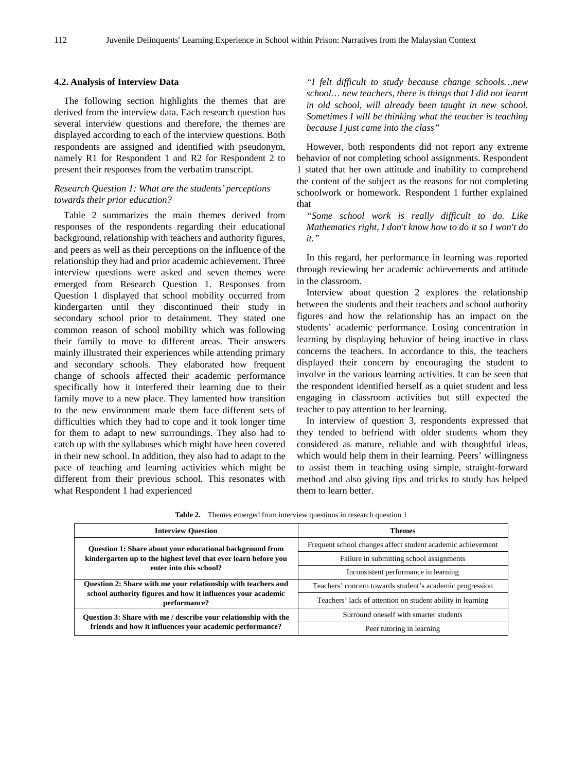### 4.2. Analysis of Interview Data

The following section highlights the themes that are derived from the interview data. Each research question has several interview questions and therefore, the themes are displayed according to each of the interview questions. Both respondents are assigned and identified with pseudonym, namely R1 for Respondent 1 and R2 for Respondent 2 to present their responses from the verbatim transcript.

*Research Question 1: What are the students' perceptions towards their prior education?*

Table 2 summarizes the main themes derived from responses of the respondents regarding their educational background, relationship with teachers and authority figures, and peers as well as their perceptions on the influence of the relationship they had and prior academic achievement. Three interview questions were asked and seven themes were emerged from Research Question 1. Responses from Question 1 displayed that school mobility occurred from kindergarten until they discontinued their study in secondary school prior to detainment. They stated one common reason of school mobility which was following their family to move to different areas. Their answers mainly illustrated their experiences while attending primary and secondary schools. They elaborated how frequent change of schools affected their academic performance specifically how it interfered their learning due to their family move to a new place. They lamented how transition to the new environment made them face different sets of difficulties which they had to cope and it took longer time for them to adapt to new surroundings. They also had to catch up with the syllabuses which might have been covered in their new school. In addition, they also had to adapt to the pace of teaching and learning activities which might be different from their previous school. This resonates with what Respondent 1 had experienced

*"I felt difficult to study because change schools…new school… new teachers, there is things that I did not learnt in old school, will already been taught in new school. Sometimes I will be thinking what the teacher is teaching because I just came into the class"*

However, both respondents did not report any extreme behavior of not completing school assignments. Respondent 1 stated that her own attitude and inability to comprehend the content of the subject as the reasons for not completing schoolwork or homework. Respondent 1 further explained that

*"Some school work is really difficult to do. Like Mathematics right, I don't know how to do it so I won't do it."*

In this regard, her performance in learning was reported through reviewing her academic achievements and attitude in the classroom.

Interview about question 2 explores the relationship between the students and their teachers and school authority figures and how the relationship has an impact on the students' academic performance. Losing concentration in learning by displaying behavior of being inactive in class concerns the teachers. In accordance to this, the teachers displayed their concern by encouraging the student to involve in the various learning activities. It can be seen that the respondent identified herself as a quiet student and less engaging in classroom activities but still expected the teacher to pay attention to her learning.

In interview of question 3, respondents expressed that they tended to befriend with older students whom they considered as mature, reliable and with thoughtful ideas, which would help them in their learning. Peers' willingness to assist them in teaching using simple, straight-forward method and also giving tips and tricks to study has helped them to learn better.

**Table 2.** Themes emerged from interview questions in research question 1

| Interview Question | Themes |
|---|---|
| **Question 1: Share about your educational background from kindergarten up to the highest level that ever learn before you enter into this school?** | Frequent school changes affect student academic achievement |
| | Failure in submitting school assignments |
| | Inconsistent performance in learning |
| **Question 2: Share with me your relationship with teachers and school authority figures and how it influences your academic performance?** | Teachers' concern towards student's academic progression |
| | Teachers' lack of attention on student ability in learning |
| **Question 3: Share with me / describe your relationship with the friends and how it influences your academic performance?** | Surround oneself with smarter students |
| | Peer tutoring in learning |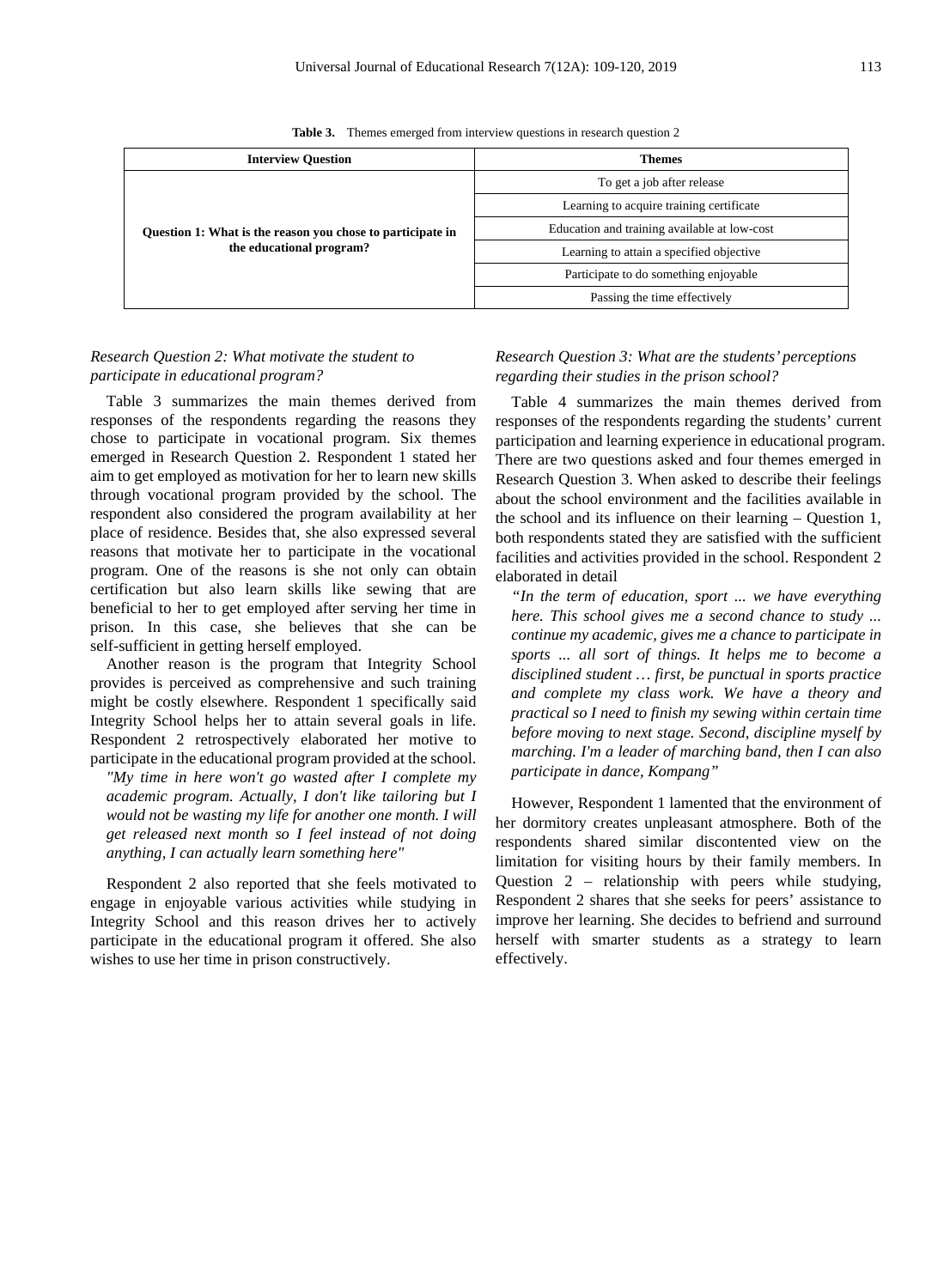**Table 3.** Themes emerged from interview questions in research question 2

| Interview Question | Themes |
|---|---|
| **Question 1: What is the reason you chose to participate in the educational program?** | To get a job after release |
| | Learning to acquire training certificate |
| | Education and training available at low-cost |
| | Learning to attain a specified objective |
| | Participate to do something enjoyable |
| | Passing the time effectively |

*Research Question 2: What motivate the student to participate in educational program?*

Table 3 summarizes the main themes derived from responses of the respondents regarding the reasons they chose to participate in vocational program. Six themes emerged in Research Question 2. Respondent 1 stated her aim to get employed as motivation for her to learn new skills through vocational program provided by the school. The respondent also considered the program availability at her place of residence. Besides that, she also expressed several reasons that motivate her to participate in the vocational program. One of the reasons is she not only can obtain certification but also learn skills like sewing that are beneficial to her to get employed after serving her time in prison. In this case, she believes that she can be self-sufficient in getting herself employed.

Another reason is the program that Integrity School provides is perceived as comprehensive and such training might be costly elsewhere. Respondent 1 specifically said Integrity School helps her to attain several goals in life. Respondent 2 retrospectively elaborated her motive to participate in the educational program provided at the school.

*"My time in here won't go wasted after I complete my academic program. Actually, I don't like tailoring but I would not be wasting my life for another one month. I will get released next month so I feel instead of not doing anything, I can actually learn something here"*

Respondent 2 also reported that she feels motivated to engage in enjoyable various activities while studying in Integrity School and this reason drives her to actively participate in the educational program it offered. She also wishes to use her time in prison constructively.

*Research Question 3: What are the students' perceptions regarding their studies in the prison school?*

Table 4 summarizes the main themes derived from responses of the respondents regarding the students' current participation and learning experience in educational program. There are two questions asked and four themes emerged in Research Question 3. When asked to describe their feelings about the school environment and the facilities available in the school and its influence on their learning – Question 1, both respondents stated they are satisfied with the sufficient facilities and activities provided in the school. Respondent 2 elaborated in detail

*"In the term of education, sport ... we have everything here. This school gives me a second chance to study ... continue my academic, gives me a chance to participate in sports ... all sort of things. It helps me to become a disciplined student … first, be punctual in sports practice and complete my class work. We have a theory and practical so I need to finish my sewing within certain time before moving to next stage. Second, discipline myself by marching. I'm a leader of marching band, then I can also participate in dance, Kompang"*

However, Respondent 1 lamented that the environment of her dormitory creates unpleasant atmosphere. Both of the respondents shared similar discontented view on the limitation for visiting hours by their family members. In Question 2 – relationship with peers while studying, Respondent 2 shares that she seeks for peers' assistance to improve her learning. She decides to befriend and surround herself with smarter students as a strategy to learn effectively.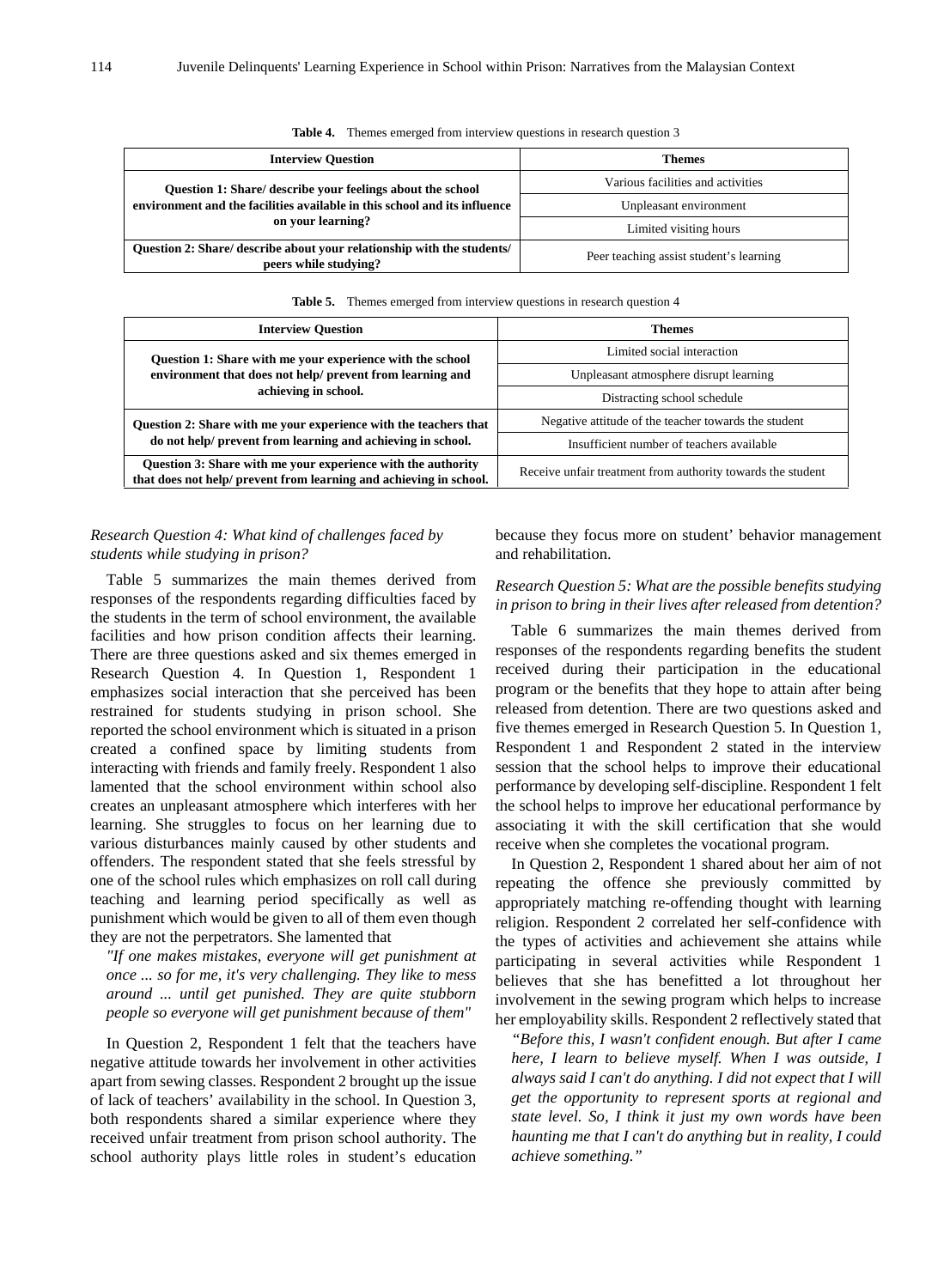**Table 4.** Themes emerged from interview questions in research question 3

| Interview Question | Themes |
|---|---|
| **Question 1: Share/ describe your feelings about the school environment and the facilities available in this school and its influence on your learning?** | Various facilities and activities |
| | Unpleasant environment |
| | Limited visiting hours |
| **Question 2: Share/ describe about your relationship with the students/ peers while studying?** | Peer teaching assist student's learning |

**Table 5.** Themes emerged from interview questions in research question 4

| Interview Question | Themes |
|---|---|
| **Question 1: Share with me your experience with the school environment that does not help/ prevent from learning and achieving in school.** | Limited social interaction |
| | Unpleasant atmosphere disrupt learning |
| | Distracting school schedule |
| **Question 2: Share with me your experience with the teachers that do not help/ prevent from learning and achieving in school.** | Negative attitude of the teacher towards the student |
| | Insufficient number of teachers available |
| **Question 3: Share with me your experience with the authority that does not help/ prevent from learning and achieving in school.** | Receive unfair treatment from authority towards the student |

*Research Question 4: What kind of challenges faced by students while studying in prison?*

Table 5 summarizes the main themes derived from responses of the respondents regarding difficulties faced by the students in the term of school environment, the available facilities and how prison condition affects their learning. There are three questions asked and six themes emerged in Research Question 4. In Question 1, Respondent 1 emphasizes social interaction that she perceived has been restrained for students studying in prison school. She reported the school environment which is situated in a prison created a confined space by limiting students from interacting with friends and family freely. Respondent 1 also lamented that the school environment within school also creates an unpleasant atmosphere which interferes with her learning. She struggles to focus on her learning due to various disturbances mainly caused by other students and offenders. The respondent stated that she feels stressful by one of the school rules which emphasizes on roll call during teaching and learning period specifically as well as punishment which would be given to all of them even though they are not the perpetrators. She lamented that

> *"If one makes mistakes, everyone will get punishment at once ... so for me, it's very challenging. They like to mess around ... until get punished. They are quite stubborn people so everyone will get punishment because of them"*

In Question 2, Respondent 1 felt that the teachers have negative attitude towards her involvement in other activities apart from sewing classes. Respondent 2 brought up the issue of lack of teachers' availability in the school. In Question 3, both respondents shared a similar experience where they received unfair treatment from prison school authority. The school authority plays little roles in student's education because they focus more on student' behavior management and rehabilitation.

*Research Question 5: What are the possible benefits studying in prison to bring in their lives after released from detention?*

Table 6 summarizes the main themes derived from responses of the respondents regarding benefits the student received during their participation in the educational program or the benefits that they hope to attain after being released from detention. There are two questions asked and five themes emerged in Research Question 5. In Question 1, Respondent 1 and Respondent 2 stated in the interview session that the school helps to improve their educational performance by developing self-discipline. Respondent 1 felt the school helps to improve her educational performance by associating it with the skill certification that she would receive when she completes the vocational program.

In Question 2, Respondent 1 shared about her aim of not repeating the offence she previously committed by appropriately matching re-offending thought with learning religion. Respondent 2 correlated her self-confidence with the types of activities and achievement she attains while participating in several activities while Respondent 1 believes that she has benefitted a lot throughout her involvement in the sewing program which helps to increase her employability skills. Respondent 2 reflectively stated that

> *"Before this, I wasn't confident enough. But after I came here, I learn to believe myself. When I was outside, I always said I can't do anything. I did not expect that I will get the opportunity to represent sports at regional and state level. So, I think it just my own words have been haunting me that I can't do anything but in reality, I could achieve something."*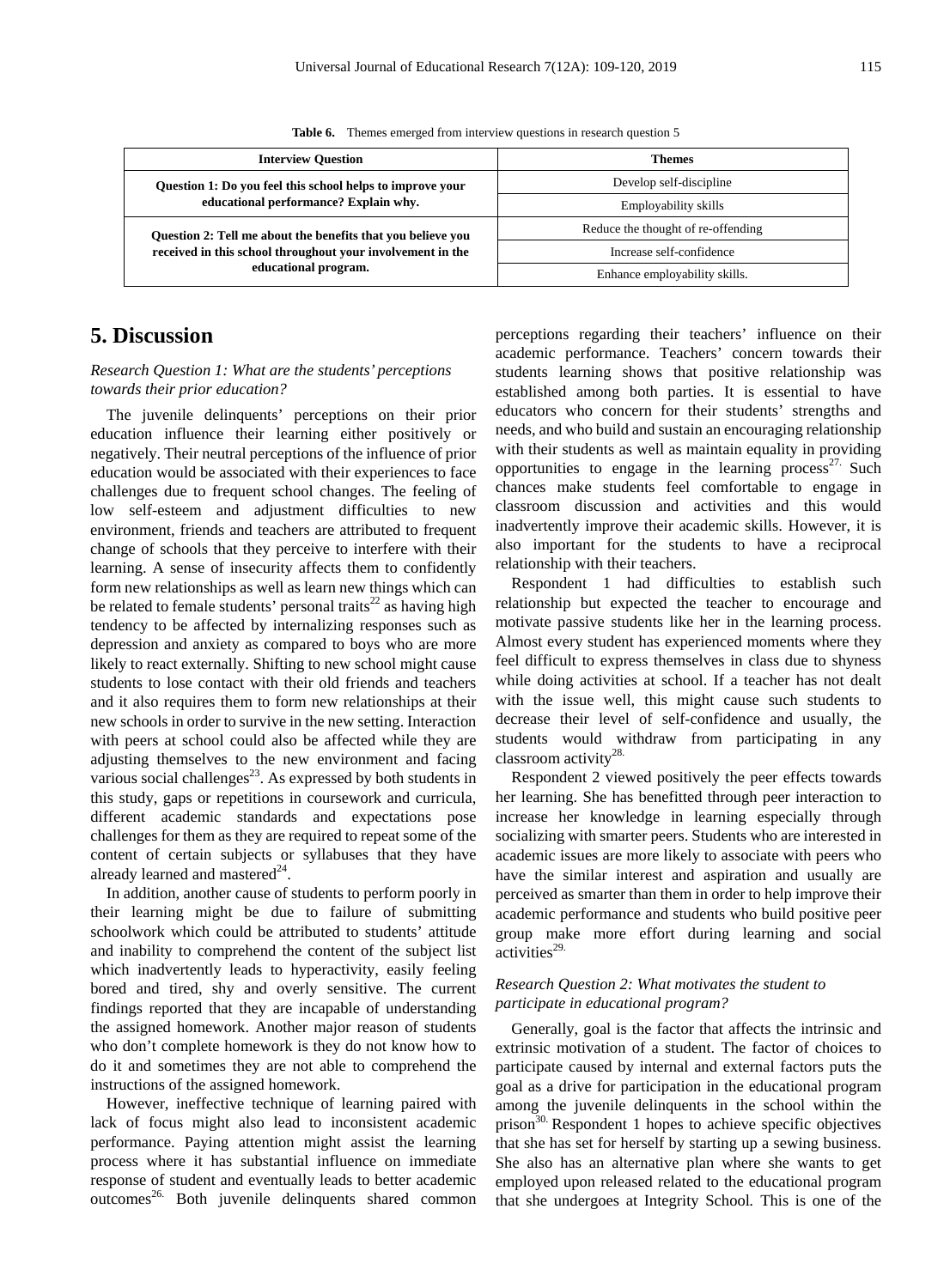**Table 6.** Themes emerged from interview questions in research question 5

| Interview Question | Themes |
|---|---|
| Question 1: Do you feel this school helps to improve your educational performance? Explain why. | Develop self-discipline |
| | Employability skills |
| Question 2: Tell me about the benefits that you believe you received in this school throughout your involvement in the educational program. | Reduce the thought of re-offending |
| | Increase self-confidence |
| | Enhance employability skills. |

# 5. Discussion

*Research Question 1: What are the students' perceptions towards their prior education?*

The juvenile delinquents' perceptions on their prior education influence their learning either positively or negatively. Their neutral perceptions of the influence of prior education would be associated with their experiences to face challenges due to frequent school changes. The feeling of low self-esteem and adjustment difficulties to new environment, friends and teachers are attributed to frequent change of schools that they perceive to interfere with their learning. A sense of insecurity affects them to confidently form new relationships as well as learn new things which can be related to female students' personal traits[22] as having high tendency to be affected by internalizing responses such as depression and anxiety as compared to boys who are more likely to react externally. Shifting to new school might cause students to lose contact with their old friends and teachers and it also requires them to form new relationships at their new schools in order to survive in the new setting. Interaction with peers at school could also be affected while they are adjusting themselves to the new environment and facing various social challenges[23]. As expressed by both students in this study, gaps or repetitions in coursework and curricula, different academic standards and expectations pose challenges for them as they are required to repeat some of the content of certain subjects or syllabuses that they have already learned and mastered[24].

In addition, another cause of students to perform poorly in their learning might be due to failure of submitting schoolwork which could be attributed to students' attitude and inability to comprehend the content of the subject list which inadvertently leads to hyperactivity, easily feeling bored and tired, shy and overly sensitive. The current findings reported that they are incapable of understanding the assigned homework. Another major reason of students who don't complete homework is they do not know how to do it and sometimes they are not able to comprehend the instructions of the assigned homework.

However, ineffective technique of learning paired with lack of focus might also lead to inconsistent academic performance. Paying attention might assist the learning process where it has substantial influence on immediate response of student and eventually leads to better academic outcomes[26]. Both juvenile delinquents shared common perceptions regarding their teachers' influence on their academic performance. Teachers' concern towards their students learning shows that positive relationship was established among both parties. It is essential to have educators who concern for their students' strengths and needs, and who build and sustain an encouraging relationship with their students as well as maintain equality in providing opportunities to engage in the learning process[27]. Such chances make students feel comfortable to engage in classroom discussion and activities and this would inadvertently improve their academic skills. However, it is also important for the students to have a reciprocal relationship with their teachers.

Respondent 1 had difficulties to establish such relationship but expected the teacher to encourage and motivate passive students like her in the learning process. Almost every student has experienced moments where they feel difficult to express themselves in class due to shyness while doing activities at school. If a teacher has not dealt with the issue well, this might cause such students to decrease their level of self-confidence and usually, the students would withdraw from participating in any classroom activity[28].

Respondent 2 viewed positively the peer effects towards her learning. She has benefitted through peer interaction to increase her knowledge in learning especially through socializing with smarter peers. Students who are interested in academic issues are more likely to associate with peers who have the similar interest and aspiration and usually are perceived as smarter than them in order to help improve their academic performance and students who build positive peer group make more effort during learning and social activities[29].

*Research Question 2: What motivates the student to participate in educational program?*

Generally, goal is the factor that affects the intrinsic and extrinsic motivation of a student. The factor of choices to participate caused by internal and external factors puts the goal as a drive for participation in the educational program among the juvenile delinquents in the school within the prison[30]. Respondent 1 hopes to achieve specific objectives that she has set for herself by starting up a sewing business. She also has an alternative plan where she wants to get employed upon released related to the educational program that she undergoes at Integrity School. This is one of the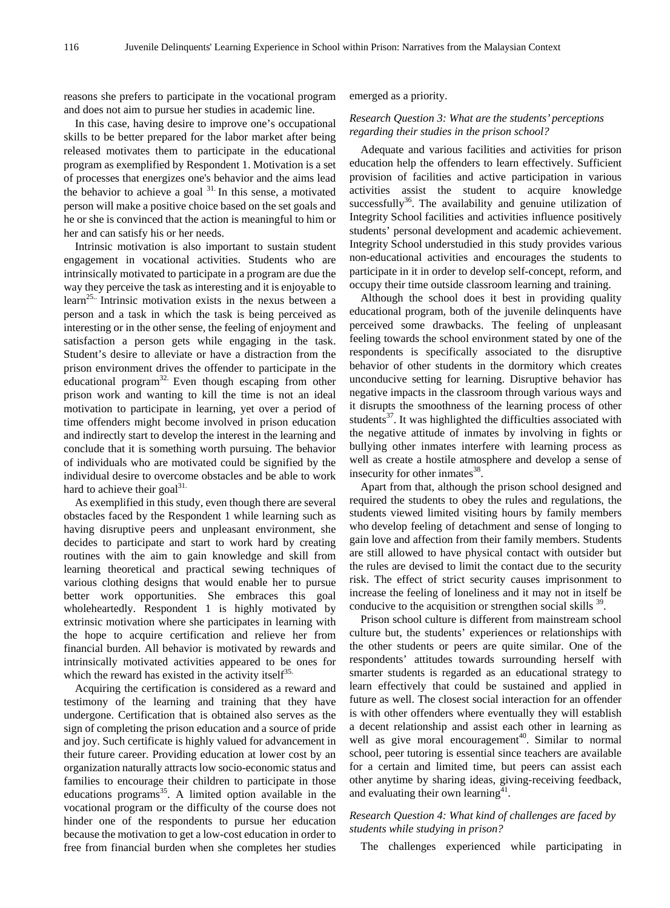reasons she prefers to participate in the vocational program and does not aim to pursue her studies in academic line.

In this case, having desire to improve one's occupational skills to be better prepared for the labor market after being released motivates them to participate in the educational program as exemplified by Respondent 1. Motivation is a set of processes that energizes one's behavior and the aims lead the behavior to achieve a goal [31]. In this sense, a motivated person will make a positive choice based on the set goals and he or she is convinced that the action is meaningful to him or her and can satisfy his or her needs.

Intrinsic motivation is also important to sustain student engagement in vocational activities. Students who are intrinsically motivated to participate in a program are due the way they perceive the task as interesting and it is enjoyable to learn[25]. Intrinsic motivation exists in the nexus between a person and a task in which the task is being perceived as interesting or in the other sense, the feeling of enjoyment and satisfaction a person gets while engaging in the task. Student's desire to alleviate or have a distraction from the prison environment drives the offender to participate in the educational program[32]. Even though escaping from other prison work and wanting to kill the time is not an ideal motivation to participate in learning, yet over a period of time offenders might become involved in prison education and indirectly start to develop the interest in the learning and conclude that it is something worth pursuing. The behavior of individuals who are motivated could be signified by the individual desire to overcome obstacles and be able to work hard to achieve their goal[31].

As exemplified in this study, even though there are several obstacles faced by the Respondent 1 while learning such as having disruptive peers and unpleasant environment, she decides to participate and start to work hard by creating routines with the aim to gain knowledge and skill from learning theoretical and practical sewing techniques of various clothing designs that would enable her to pursue better work opportunities. She embraces this goal wholeheartedly. Respondent 1 is highly motivated by extrinsic motivation where she participates in learning with the hope to acquire certification and relieve her from financial burden. All behavior is motivated by rewards and intrinsically motivated activities appeared to be ones for which the reward has existed in the activity itself[35].

Acquiring the certification is considered as a reward and testimony of the learning and training that they have undergone. Certification that is obtained also serves as the sign of completing the prison education and a source of pride and joy. Such certificate is highly valued for advancement in their future career. Providing education at lower cost by an organization naturally attracts low socio-economic status and families to encourage their children to participate in those educations programs[35]. A limited option available in the vocational program or the difficulty of the course does not hinder one of the respondents to pursue her education because the motivation to get a low-cost education in order to free from financial burden when she completes her studies emerged as a priority.

*Research Question 3: What are the students' perceptions regarding their studies in the prison school?*

Adequate and various facilities and activities for prison education help the offenders to learn effectively. Sufficient provision of facilities and active participation in various activities assist the student to acquire knowledge successfully[36]. The availability and genuine utilization of Integrity School facilities and activities influence positively students' personal development and academic achievement. Integrity School understudied in this study provides various non-educational activities and encourages the students to participate in it in order to develop self-concept, reform, and occupy their time outside classroom learning and training.

Although the school does it best in providing quality educational program, both of the juvenile delinquents have perceived some drawbacks. The feeling of unpleasant feeling towards the school environment stated by one of the respondents is specifically associated to the disruptive behavior of other students in the dormitory which creates unconducive setting for learning. Disruptive behavior has negative impacts in the classroom through various ways and it disrupts the smoothness of the learning process of other students[37]. It was highlighted the difficulties associated with the negative attitude of inmates by involving in fights or bullying other inmates interfere with learning process as well as create a hostile atmosphere and develop a sense of insecurity for other inmates[38].

Apart from that, although the prison school designed and required the students to obey the rules and regulations, the students viewed limited visiting hours by family members who develop feeling of detachment and sense of longing to gain love and affection from their family members. Students are still allowed to have physical contact with outsider but the rules are devised to limit the contact due to the security risk. The effect of strict security causes imprisonment to increase the feeling of loneliness and it may not in itself be conducive to the acquisition or strengthen social skills [39].

Prison school culture is different from mainstream school culture but, the students' experiences or relationships with the other students or peers are quite similar. One of the respondents' attitudes towards surrounding herself with smarter students is regarded as an educational strategy to learn effectively that could be sustained and applied in future as well. The closest social interaction for an offender is with other offenders where eventually they will establish a decent relationship and assist each other in learning as well as give moral encouragement[40]. Similar to normal school, peer tutoring is essential since teachers are available for a certain and limited time, but peers can assist each other anytime by sharing ideas, giving-receiving feedback, and evaluating their own learning[41].

*Research Question 4: What kind of challenges are faced by students while studying in prison?*

The challenges experienced while participating in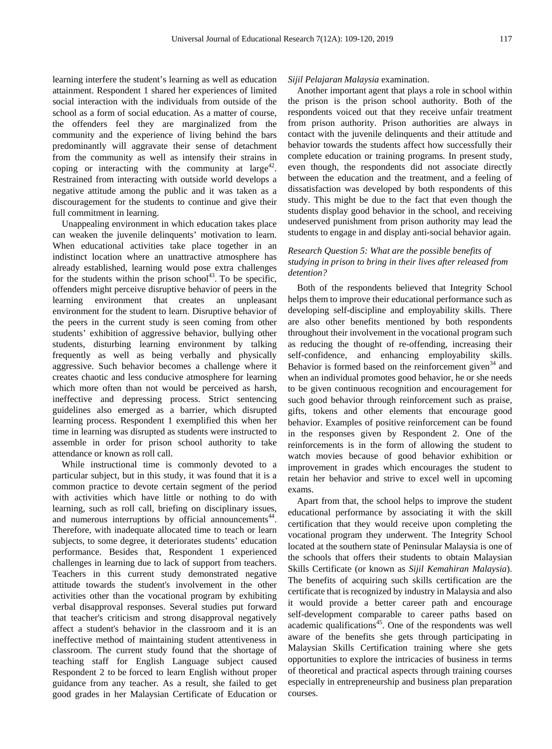learning interfere the student's learning as well as education attainment. Respondent 1 shared her experiences of limited social interaction with the individuals from outside of the school as a form of social education. As a matter of course, the offenders feel they are marginalized from the community and the experience of living behind the bars predominantly will aggravate their sense of detachment from the community as well as intensify their strains in coping or interacting with the community at large[42]. Restrained from interacting with outside world develops a negative attitude among the public and it was taken as a discouragement for the students to continue and give their full commitment in learning.

Unappealing environment in which education takes place can weaken the juvenile delinquents' motivation to learn. When educational activities take place together in an indistinct location where an unattractive atmosphere has already established, learning would pose extra challenges for the students within the prison school[43]. To be specific, offenders might perceive disruptive behavior of peers in the learning environment that creates an unpleasant environment for the student to learn. Disruptive behavior of the peers in the current study is seen coming from other students' exhibition of aggressive behavior, bullying other students, disturbing learning environment by talking frequently as well as being verbally and physically aggressive. Such behavior becomes a challenge where it creates chaotic and less conducive atmosphere for learning which more often than not would be perceived as harsh, ineffective and depressing process. Strict sentencing guidelines also emerged as a barrier, which disrupted learning process. Respondent 1 exemplified this when her time in learning was disrupted as students were instructed to assemble in order for prison school authority to take attendance or known as roll call.

While instructional time is commonly devoted to a particular subject, but in this study, it was found that it is a common practice to devote certain segment of the period with activities which have little or nothing to do with learning, such as roll call, briefing on disciplinary issues, and numerous interruptions by official announcements[44]. Therefore, with inadequate allocated time to teach or learn subjects, to some degree, it deteriorates students' education performance. Besides that, Respondent 1 experienced challenges in learning due to lack of support from teachers. Teachers in this current study demonstrated negative attitude towards the student's involvement in the other activities other than the vocational program by exhibiting verbal disapproval responses. Several studies put forward that teacher's criticism and strong disapproval negatively affect a student's behavior in the classroom and it is an ineffective method of maintaining student attentiveness in classroom. The current study found that the shortage of teaching staff for English Language subject caused Respondent 2 to be forced to learn English without proper guidance from any teacher. As a result, she failed to get good grades in her Malaysian Certificate of Education or *Sijil Pelajaran Malaysia* examination.

Another important agent that plays a role in school within the prison is the prison school authority. Both of the respondents voiced out that they receive unfair treatment from prison authority. Prison authorities are always in contact with the juvenile delinquents and their attitude and behavior towards the students affect how successfully their complete education or training programs. In present study, even though, the respondents did not associate directly between the education and the treatment, and a feeling of dissatisfaction was developed by both respondents of this study. This might be due to the fact that even though the students display good behavior in the school, and receiving undeserved punishment from prison authority may lead the students to engage in and display anti-social behavior again.

*Research Question 5: What are the possible benefits of studying in prison to bring in their lives after released from detention?*

Both of the respondents believed that Integrity School helps them to improve their educational performance such as developing self-discipline and employability skills. There are also other benefits mentioned by both respondents throughout their involvement in the vocational program such as reducing the thought of re-offending, increasing their self-confidence, and enhancing employability skills. Behavior is formed based on the reinforcement given[34] and when an individual promotes good behavior, he or she needs to be given continuous recognition and encouragement for such good behavior through reinforcement such as praise, gifts, tokens and other elements that encourage good behavior. Examples of positive reinforcement can be found in the responses given by Respondent 2. One of the reinforcements is in the form of allowing the student to watch movies because of good behavior exhibition or improvement in grades which encourages the student to retain her behavior and strive to excel well in upcoming exams.

Apart from that, the school helps to improve the student educational performance by associating it with the skill certification that they would receive upon completing the vocational program they underwent. The Integrity School located at the southern state of Peninsular Malaysia is one of the schools that offers their students to obtain Malaysian Skills Certificate (or known as *Sijil Kemahiran Malaysia*). The benefits of acquiring such skills certification are the certificate that is recognized by industry in Malaysia and also it would provide a better career path and encourage self-development comparable to career paths based on academic qualifications[45]. One of the respondents was well aware of the benefits she gets through participating in Malaysian Skills Certification training where she gets opportunities to explore the intricacies of business in terms of theoretical and practical aspects through training courses especially in entrepreneurship and business plan preparation courses.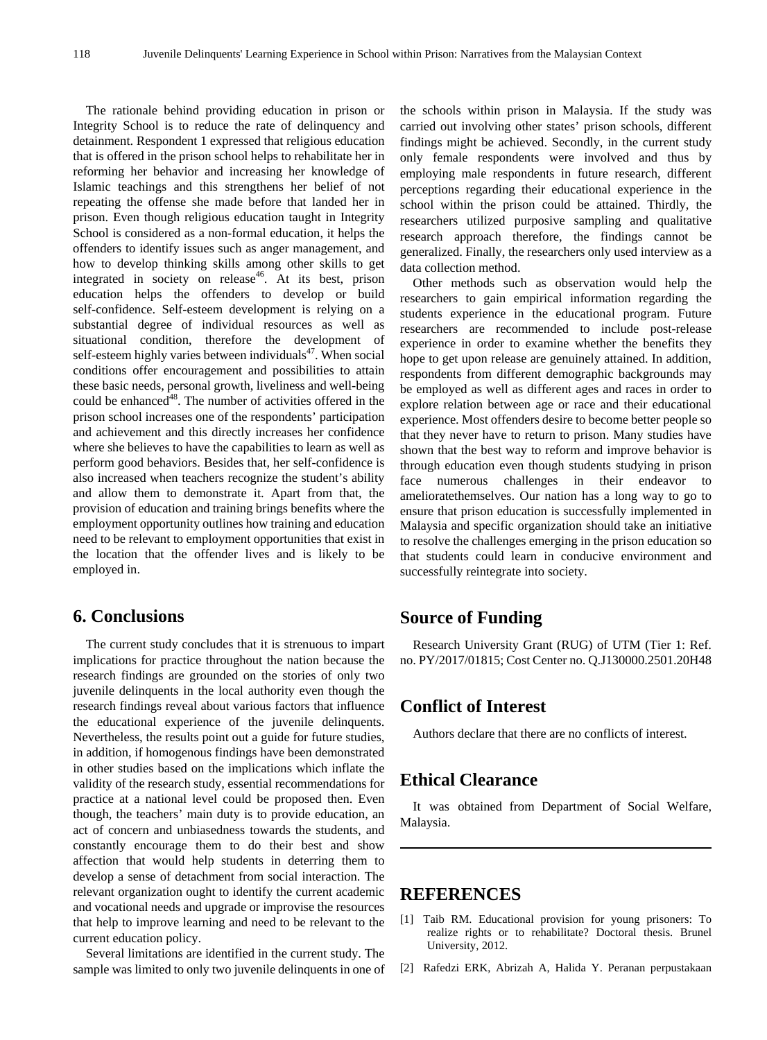The rationale behind providing education in prison or Integrity School is to reduce the rate of delinquency and detainment. Respondent 1 expressed that religious education that is offered in the prison school helps to rehabilitate her in reforming her behavior and increasing her knowledge of Islamic teachings and this strengthens her belief of not repeating the offense she made before that landed her in prison. Even though religious education taught in Integrity School is considered as a non-formal education, it helps the offenders to identify issues such as anger management, and how to develop thinking skills among other skills to get integrated in society on release[46]. At its best, prison education helps the offenders to develop or build self-confidence. Self-esteem development is relying on a substantial degree of individual resources as well as situational condition, therefore the development of self-esteem highly varies between individuals[47]. When social conditions offer encouragement and possibilities to attain these basic needs, personal growth, liveliness and well-being could be enhanced[48]. The number of activities offered in the prison school increases one of the respondents' participation and achievement and this directly increases her confidence where she believes to have the capabilities to learn as well as perform good behaviors. Besides that, her self-confidence is also increased when teachers recognize the student's ability and allow them to demonstrate it. Apart from that, the provision of education and training brings benefits where the employment opportunity outlines how training and education need to be relevant to employment opportunities that exist in the location that the offender lives and is likely to be employed in.

## 6. Conclusions

The current study concludes that it is strenuous to impart implications for practice throughout the nation because the research findings are grounded on the stories of only two juvenile delinquents in the local authority even though the research findings reveal about various factors that influence the educational experience of the juvenile delinquents. Nevertheless, the results point out a guide for future studies, in addition, if homogenous findings have been demonstrated in other studies based on the implications which inflate the validity of the research study, essential recommendations for practice at a national level could be proposed then. Even though, the teachers' main duty is to provide education, an act of concern and unbiasedness towards the students, and constantly encourage them to do their best and show affection that would help students in deterring them to develop a sense of detachment from social interaction. The relevant organization ought to identify the current academic and vocational needs and upgrade or improvise the resources that help to improve learning and need to be relevant to the current education policy.

Several limitations are identified in the current study. The sample was limited to only two juvenile delinquents in one of the schools within prison in Malaysia. If the study was carried out involving other states' prison schools, different findings might be achieved. Secondly, in the current study only female respondents were involved and thus by employing male respondents in future research, different perceptions regarding their educational experience in the school within the prison could be attained. Thirdly, the researchers utilized purposive sampling and qualitative research approach therefore, the findings cannot be generalized. Finally, the researchers only used interview as a data collection method.

Other methods such as observation would help the researchers to gain empirical information regarding the students experience in the educational program. Future researchers are recommended to include post-release experience in order to examine whether the benefits they hope to get upon release are genuinely attained. In addition, respondents from different demographic backgrounds may be employed as well as different ages and races in order to explore relation between age or race and their educational experience. Most offenders desire to become better people so that they never have to return to prison. Many studies have shown that the best way to reform and improve behavior is through education even though students studying in prison face numerous challenges in their endeavor to amelioratethemselves. Our nation has a long way to go to ensure that prison education is successfully implemented in Malaysia and specific organization should take an initiative to resolve the challenges emerging in the prison education so that students could learn in conducive environment and successfully reintegrate into society.

## Source of Funding

Research University Grant (RUG) of UTM (Tier 1: Ref. no. PY/2017/01815; Cost Center no. Q.J130000.2501.20H48

## Conflict of Interest

Authors declare that there are no conflicts of interest.

## Ethical Clearance

It was obtained from Department of Social Welfare, Malaysia.

## REFERENCES

[1] Taib RM. Educational provision for young prisoners: To realize rights or to rehabilitate? Doctoral thesis. Brunel University, 2012.

[2] Rafedzi ERK, Abrizah A, Halida Y. Peranan perpustakaan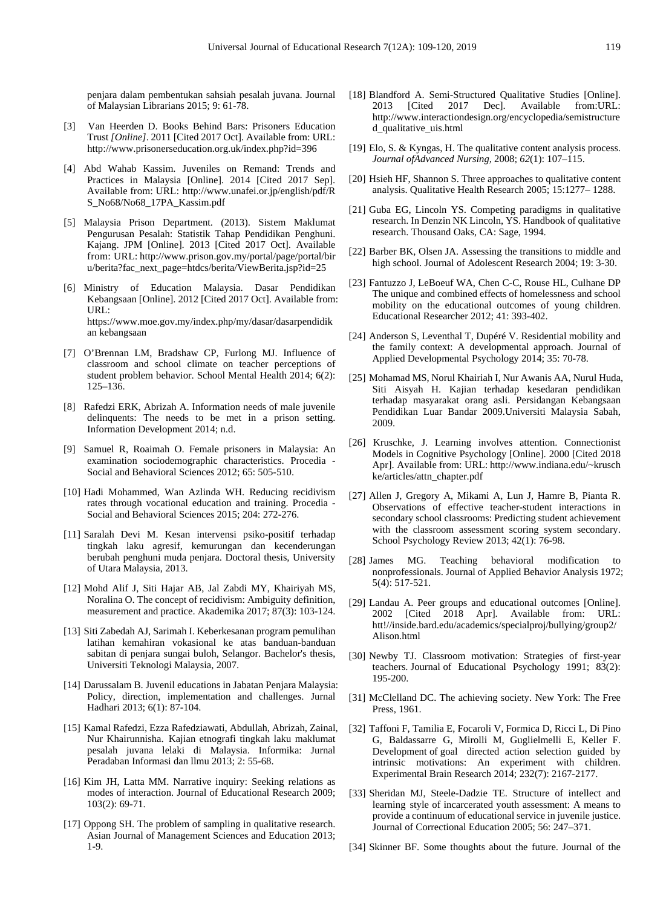penjara dalam pembentukan sahsiah pesalah juvana. Journal of Malaysian Librarians 2015; 9: 61-78.

[3] Van Heerden D. Books Behind Bars: Prisoners Education Trust *[Online]*. 2011 [Cited 2017 Oct]. Available from: URL: http://www.prisonerseducation.org.uk/index.php?id=396

[4] Abd Wahab Kassim. Juveniles on Remand: Trends and Practices in Malaysia [Online]. 2014 [Cited 2017 Sep]. Available from: URL: http://www.unafei.or.jp/english/pdf/RS_No68/No68_17PA_Kassim.pdf

[5] Malaysia Prison Department. (2013). Sistem Maklumat Pengurusan Pesalah: Statistik Tahap Pendidikan Penghuni. Kajang. JPM [Online]. 2013 [Cited 2017 Oct]. Available from: URL: http://www.prison.gov.my/portal/page/portal/biru/berita?fac_next_page=htdcs/berita/ViewBerita.jsp?id=25

[6] Ministry of Education Malaysia. Dasar Pendidikan Kebangsaan [Online]. 2012 [Cited 2017 Oct]. Available from: URL: https://www.moe.gov.my/index.php/my/dasar/dasarpendidikan kebangsaan

[7] O'Brennan LM, Bradshaw CP, Furlong MJ. Influence of classroom and school climate on teacher perceptions of student problem behavior. School Mental Health 2014; 6(2): 125–136.

[8] Rafedzi ERK, Abrizah A. Information needs of male juvenile delinquents: The needs to be met in a prison setting. Information Development 2014; n.d.

[9] Samuel R, Roaimah O. Female prisoners in Malaysia: An examination sociodemographic characteristics. Procedia - Social and Behavioral Sciences 2012; 65: 505-510.

[10] Hadi Mohammed, Wan Azlinda WH. Reducing recidivism rates through vocational education and training. Procedia - Social and Behavioral Sciences 2015; 204: 272-276.

[11] Saralah Devi M. Kesan intervensi psiko-positif terhadap tingkah laku agresif, kemurungan dan kecenderungan berubah penghuni muda penjara. Doctoral thesis, University of Utara Malaysia, 2013.

[12] Mohd Alif J, Siti Hajar AB, Jal Zabdi MY, Khairiyah MS, Noralina O. The concept of recidivism: Ambiguity definition, measurement and practice. Akademika 2017; 87(3): 103-124.

[13] Siti Zabedah AJ, Sarimah I. Keberkesanan program pemulihan latihan kemahiran vokasional ke atas banduan-banduan sabitan di penjara sungai buloh, Selangor. Bachelor's thesis, Universiti Teknologi Malaysia, 2007.

[14] Darussalam B. Juvenil educations in Jabatan Penjara Malaysia: Policy, direction, implementation and challenges. Jurnal Hadhari 2013; 6(1): 87-104.

[15] Kamal Rafedzi, Ezza Rafedziawati, Abdullah, Abrizah, Zainal, Nur Khairunnisha. Kajian etnografi tingkah laku maklumat pesalah juvana lelaki di Malaysia. Informika: Jurnal Peradaban Informasi dan llmu 2013; 2: 55-68.

[16] Kim JH, Latta MM. Narrative inquiry: Seeking relations as modes of interaction. Journal of Educational Research 2009; 103(2): 69-71.

[17] Oppong SH. The problem of sampling in qualitative research. Asian Journal of Management Sciences and Education 2013; 1-9.

[18] Blandford A. Semi-Structured Qualitative Studies [Online]. 2013 [Cited 2017 Dec]. Available from:URL: http://www.interactiondesign.org/encyclopedia/semistructured_qualitative_uis.html

[19] Elo, S. & Kyngas, H. The qualitative content analysis process. *Journal ofAdvanced Nursing*, 2008; *62*(1): 107–115.

[20] Hsieh HF, Shannon S. Three approaches to qualitative content analysis. Qualitative Health Research 2005; 15:1277– 1288.

[21] Guba EG, Lincoln YS. Competing paradigms in qualitative research. In Denzin NK Lincoln, YS. Handbook of qualitative research. Thousand Oaks, CA: Sage, 1994.

[22] Barber BK, Olsen JA. Assessing the transitions to middle and high school. Journal of Adolescent Research 2004; 19: 3-30.

[23] Fantuzzo J, LeBoeuf WA, Chen C-C, Rouse HL, Culhane DP The unique and combined effects of homelessness and school mobility on the educational outcomes of young children. Educational Researcher 2012; 41: 393-402.

[24] Anderson S, Leventhal T, Dupéré V. Residential mobility and the family context: A developmental approach. Journal of Applied Developmental Psychology 2014; 35: 70-78.

[25] Mohamad MS, Norul Khairiah I, Nur Awanis AA, Nurul Huda, Siti Aisyah H. Kajian terhadap kesedaran pendidikan terhadap masyarakat orang asli. Persidangan Kebangsaan Pendidikan Luar Bandar 2009.Universiti Malaysia Sabah, 2009.

[26] Kruschke, J. Learning involves attention. Connectionist Models in Cognitive Psychology [Online]. 2000 [Cited 2018 Apr]. Available from: URL: http://www.indiana.edu/~kruschke/articles/attn_chapter.pdf

[27] Allen J, Gregory A, Mikami A, Lun J, Hamre B, Pianta R. Observations of effective teacher-student interactions in secondary school classrooms: Predicting student achievement with the classroom assessment scoring system secondary. School Psychology Review 2013; 42(1): 76-98.

[28] James MG. Teaching behavioral modification to nonprofessionals. Journal of Applied Behavior Analysis 1972; 5(4): 517-521.

[29] Landau A. Peer groups and educational outcomes [Online]. 2002 [Cited 2018 Apr]. Available from: URL: htt!//inside.bard.edu/academics/specialproj/bullying/group2/Alison.html

[30] Newby TJ. Classroom motivation: Strategies of first-year teachers. Journal of Educational Psychology 1991; 83(2): 195-200.

[31] McClelland DC. The achieving society. New York: The Free Press, 1961.

[32] Taffoni F, Tamilia E, Focaroli V, Formica D, Ricci L, Di Pino G, Baldassarre G, Mirolli M, Guglielmelli E, Keller F. Development of goal directed action selection guided by intrinsic motivations: An experiment with children. Experimental Brain Research 2014; 232(7): 2167-2177.

[33] Sheridan MJ, Steele-Dadzie TE. Structure of intellect and learning style of incarcerated youth assessment: A means to provide a continuum of educational service in juvenile justice. Journal of Correctional Education 2005; 56: 247–371.

[34] Skinner BF. Some thoughts about the future. Journal of the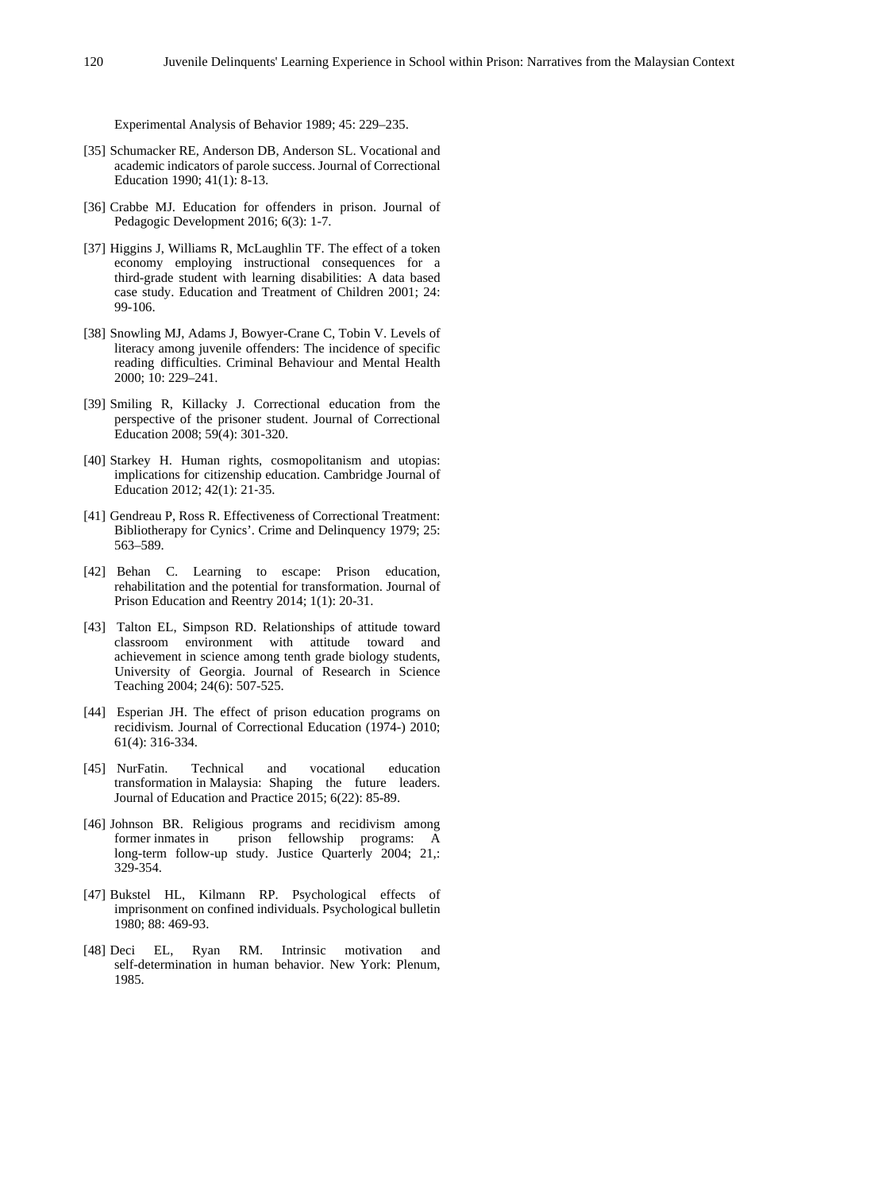Experimental Analysis of Behavior 1989; 45: 229–235.

[35] Schumacker RE, Anderson DB, Anderson SL. Vocational and academic indicators of parole success. Journal of Correctional Education 1990; 41(1): 8-13.

[36] Crabbe MJ. Education for offenders in prison. Journal of Pedagogic Development 2016; 6(3): 1-7.

[37] Higgins J, Williams R, McLaughlin TF. The effect of a token economy employing instructional consequences for a third-grade student with learning disabilities: A data based case study. Education and Treatment of Children 2001; 24: 99-106.

[38] Snowling MJ, Adams J, Bowyer-Crane C, Tobin V. Levels of literacy among juvenile offenders: The incidence of specific reading difficulties. Criminal Behaviour and Mental Health 2000; 10: 229–241.

[39] Smiling R, Killacky J. Correctional education from the perspective of the prisoner student. Journal of Correctional Education 2008; 59(4): 301-320.

[40] Starkey H. Human rights, cosmopolitanism and utopias: implications for citizenship education. Cambridge Journal of Education 2012; 42(1): 21-35.

[41] Gendreau P, Ross R. Effectiveness of Correctional Treatment: Bibliotherapy for Cynics'. Crime and Delinquency 1979; 25: 563–589.

[42] Behan C. Learning to escape: Prison education, rehabilitation and the potential for transformation. Journal of Prison Education and Reentry 2014; 1(1): 20-31.

[43] Talton EL, Simpson RD. Relationships of attitude toward classroom environment with attitude toward and achievement in science among tenth grade biology students, University of Georgia. Journal of Research in Science Teaching 2004; 24(6): 507-525.

[44] Esperian JH. The effect of prison education programs on recidivism. Journal of Correctional Education (1974-) 2010; 61(4): 316-334.

[45] NurFatin. Technical and vocational education transformation in Malaysia: Shaping the future leaders. Journal of Education and Practice 2015; 6(22): 85-89.

[46] Johnson BR. Religious programs and recidivism among former inmates in prison fellowship programs: A long-term follow-up study. Justice Quarterly 2004; 21,: 329-354.

[47] Bukstel HL, Kilmann RP. Psychological effects of imprisonment on confined individuals. Psychological bulletin 1980; 88: 469-93.

[48] Deci EL, Ryan RM. Intrinsic motivation and self-determination in human behavior. New York: Plenum, 1985.